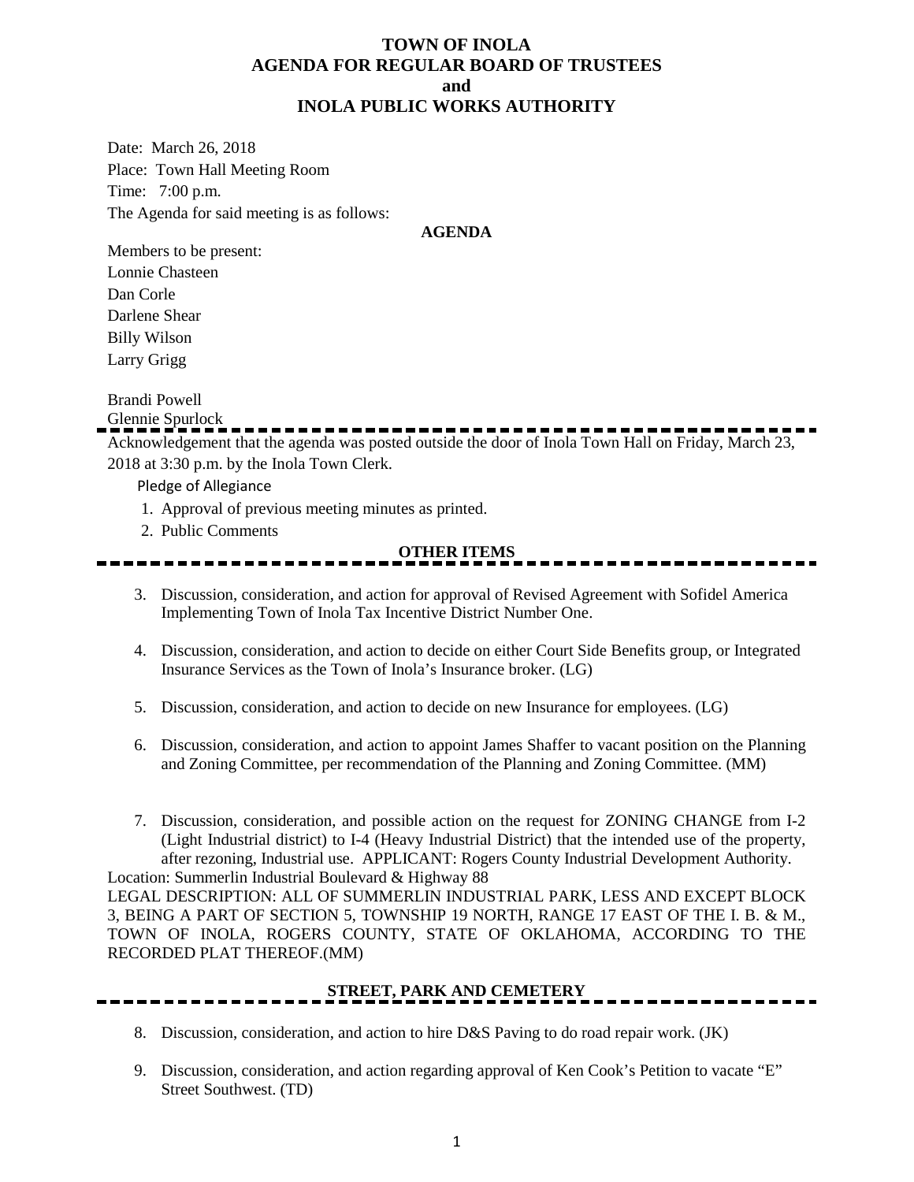# TOWN OF INOLA
# AGENDA FOR REGULAR BOARD OF TRUSTEES
# and
# INOLA PUBLIC WORKS AUTHORITY

Date: March 26, 2018
Place: Town Hall Meeting Room
Time: 7:00 p.m.
The Agenda for said meeting is as follows:

**AGENDA**

Members to be present:
Lonnie Chasteen
Dan Corle
Darlene Shear
Billy Wilson
Larry Grigg

Brandi Powell
Glennie Spurlock

---

Acknowledgement that the agenda was posted outside the door of Inola Town Hall on Friday, March 23, 2018 at 3:30 p.m. by the Inola Town Clerk.

Pledge of Allegiance

1. Approval of previous meeting minutes as printed.
2. Public Comments

**OTHER ITEMS**

---

3. Discussion, consideration, and action for approval of Revised Agreement with Sofidel America Implementing Town of Inola Tax Incentive District Number One.

4. Discussion, consideration, and action to decide on either Court Side Benefits group, or Integrated Insurance Services as the Town of Inola's Insurance broker. (LG)

5. Discussion, consideration, and action to decide on new Insurance for employees. (LG)

6. Discussion, consideration, and action to appoint James Shaffer to vacant position on the Planning and Zoning Committee, per recommendation of the Planning and Zoning Committee. (MM)

7. Discussion, consideration, and possible action on the request for ZONING CHANGE from I-2 (Light Industrial district) to I-4 (Heavy Industrial District) that the intended use of the property, after rezoning, Industrial use. APPLICANT: Rogers County Industrial Development Authority.

Location: Summerlin Industrial Boulevard & Highway 88
LEGAL DESCRIPTION: ALL OF SUMMERLIN INDUSTRIAL PARK, LESS AND EXCEPT BLOCK 3, BEING A PART OF SECTION 5, TOWNSHIP 19 NORTH, RANGE 17 EAST OF THE I. B. & M., TOWN OF INOLA, ROGERS COUNTY, STATE OF OKLAHOMA, ACCORDING TO THE RECORDED PLAT THEREOF.(MM)

**STREET, PARK AND CEMETERY**

---

8. Discussion, consideration, and action to hire D&S Paving to do road repair work. (JK)

9. Discussion, consideration, and action regarding approval of Ken Cook's Petition to vacate "E" Street Southwest. (TD)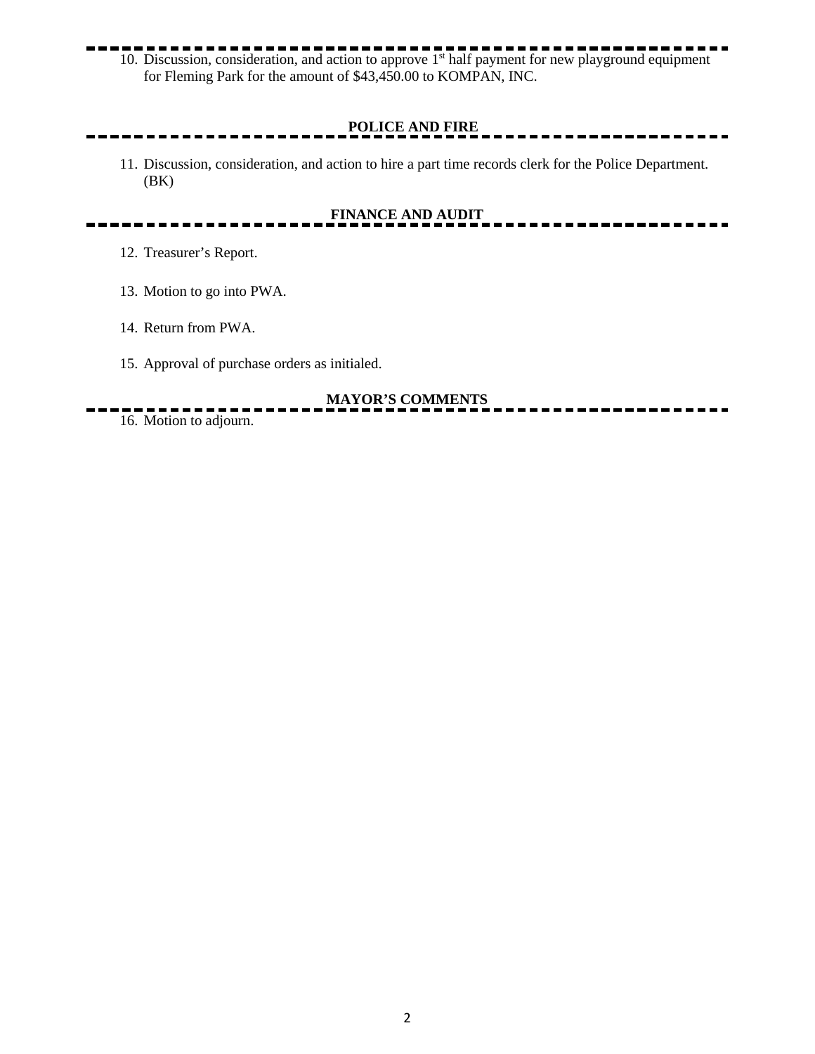10. Discussion, consideration, and action to approve 1st half payment for new playground equipment for Fleming Park for the amount of $43,450.00 to KOMPAN, INC.

## POLICE AND FIRE

11. Discussion, consideration, and action to hire a part time records clerk for the Police Department. (BK)

## FINANCE AND AUDIT

12. Treasurer's Report.

13. Motion to go into PWA.

14. Return from PWA.

15. Approval of purchase orders as initialed.

## MAYOR'S COMMENTS

16. Motion to adjourn.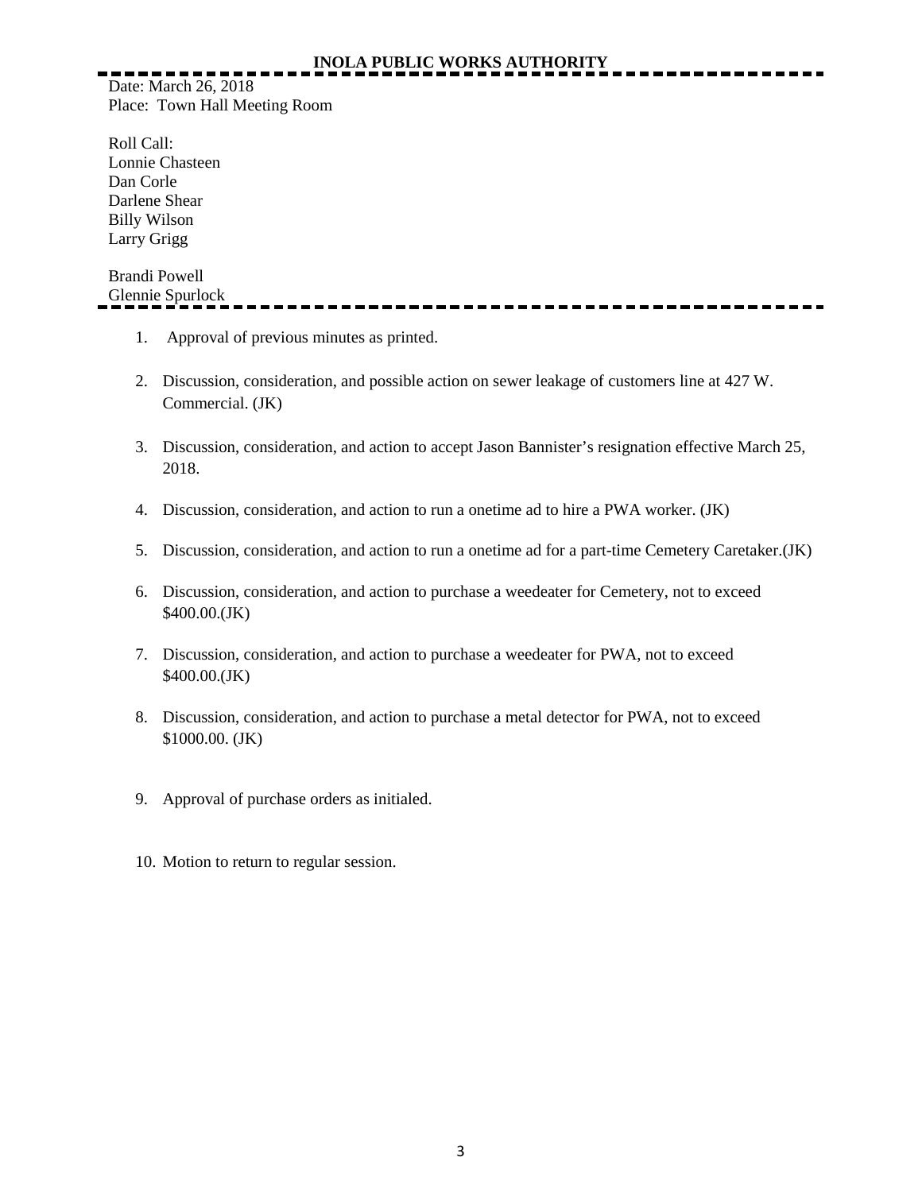**INOLA PUBLIC WORKS AUTHORITY**

Date: March 26, 2018
Place: Town Hall Meeting Room

Roll Call:
Lonnie Chasteen
Dan Corle
Darlene Shear
Billy Wilson
Larry Grigg

Brandi Powell
Glennie Spurlock

1. Approval of previous minutes as printed.

2. Discussion, consideration, and possible action on sewer leakage of customers line at 427 W. Commercial. (JK)

3. Discussion, consideration, and action to accept Jason Bannister's resignation effective March 25, 2018.

4. Discussion, consideration, and action to run a onetime ad to hire a PWA worker. (JK)

5. Discussion, consideration, and action to run a onetime ad for a part-time Cemetery Caretaker.(JK)

6. Discussion, consideration, and action to purchase a weedeater for Cemetery, not to exceed $400.00.(JK)

7. Discussion, consideration, and action to purchase a weedeater for PWA, not to exceed $400.00.(JK)

8. Discussion, consideration, and action to purchase a metal detector for PWA, not to exceed $1000.00. (JK)

9. Approval of purchase orders as initialed.

10. Motion to return to regular session.